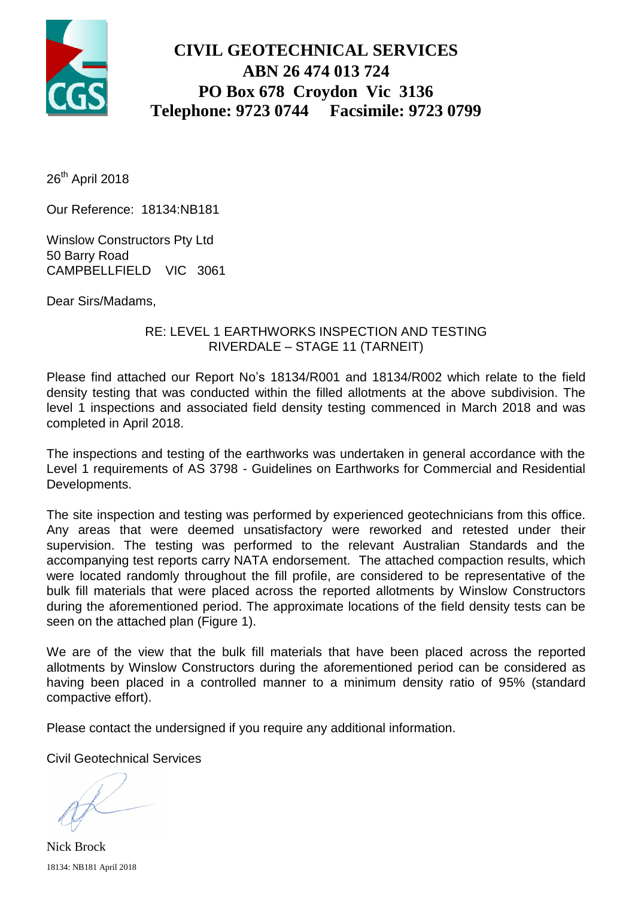# CIVIL GEOTECHNICAL SERVICES
## ABN 26 474 013 724
## PO Box 678 Croydon Vic 3136
## Telephone: 9723 0744 Facsimile: 9723 0799

26th April 2018

Our Reference: 18134:NB181

Winslow Constructors Pty Ltd
50 Barry Road
CAMPBELLFIELD VIC 3061

Dear Sirs/Madams,

RE: LEVEL 1 EARTHWORKS INSPECTION AND TESTING
RIVERDALE – STAGE 11 (TARNEIT)

Please find attached our Report No's 18134/R001 and 18134/R002 which relate to the field density testing that was conducted within the filled allotments at the above subdivision. The level 1 inspections and associated field density testing commenced in March 2018 and was completed in April 2018.

The inspections and testing of the earthworks was undertaken in general accordance with the Level 1 requirements of AS 3798 - Guidelines on Earthworks for Commercial and Residential Developments.

The site inspection and testing was performed by experienced geotechnicians from this office. Any areas that were deemed unsatisfactory were reworked and retested under their supervision. The testing was performed to the relevant Australian Standards and the accompanying test reports carry NATA endorsement. The attached compaction results, which were located randomly throughout the fill profile, are considered to be representative of the bulk fill materials that were placed across the reported allotments by Winslow Constructors during the aforementioned period. The approximate locations of the field density tests can be seen on the attached plan (Figure 1).

We are of the view that the bulk fill materials that have been placed across the reported allotments by Winslow Constructors during the aforementioned period can be considered as having been placed in a controlled manner to a minimum density ratio of 95% (standard compactive effort).

Please contact the undersigned if you require any additional information.

Civil Geotechnical Services

Nick Brock

18134: NB181 April 2018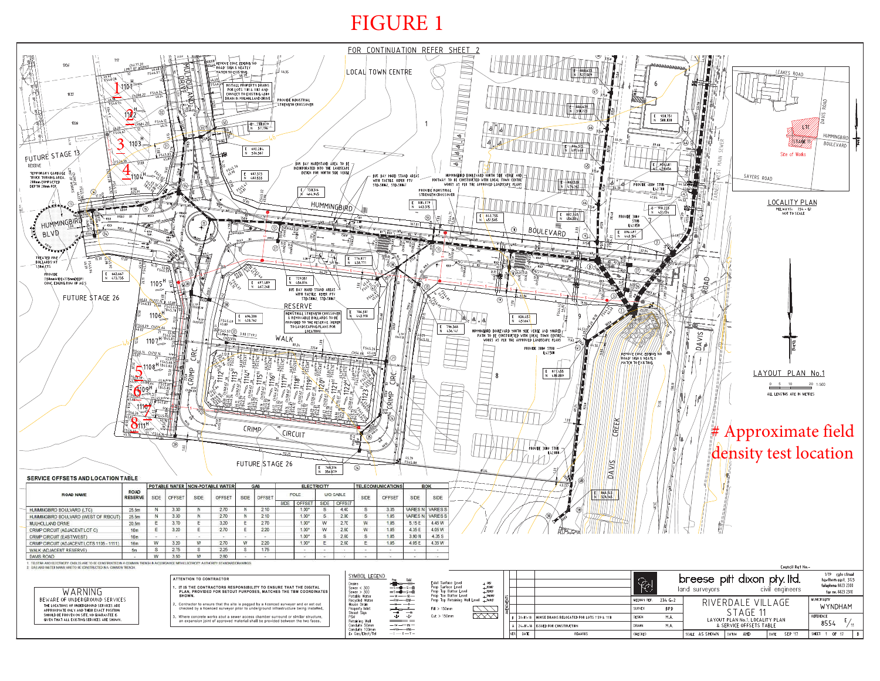# FIGURE 1

FOR CONTINUATION REFER SHEET 2

LOCAL TOWN CENTRE

FUTURE STAGE 13

FUTURE STAGE 26

HUMMINGBIRD BOULEVARD

CRIMP CIRCUIT

DAVIS CREEK

DAVIS ROAD

RESERVE

WALK

# Approximate field density test location

LOCALITY PLAN

MELWAYS: 234 - G7

NOT TO SCALE

LAYOUT PLAN No.1

ALL LENGTHS ARE IN METRES

SERVICE OFFSETS AND LOCATION TABLE

| ROAD NAME | ROAD RESERVE | POTABLE WATER SIDE | POTABLE WATER OFFSET | NON-POTABLE WATER SIDE | NON-POTABLE WATER OFFSET | GAS SIDE | GAS OFFSET | ELECTRICITY POLE SIDE | ELECTRICITY POLE OFFSET | ELECTRICITY U/G CABLE SIDE | ELECTRICITY U/G CABLE OFFSET | TELECOMMUNICATIONS SIDE | TELECOMMUNICATIONS OFFSET | BOK SIDE | BOK SIDE |
|---|---|---|---|---|---|---|---|---|---|---|---|---|---|---|---|
| HUMMINGBIRD BOULVARD (LTC) | 25.5m | N | 3.30 | N | 2.70 | N | 2.10 | | 1.00* | S | 4.40 | S | 3.35 | VARIES N | VARIES S |
| HUMMINGBIRD BOULVARD (WEST OF R'BOUT) | 25.5m | N | 3.30 | N | 2.70 | N | 2.10 | | 1.00* | S | 2.90 | S | 1.85 | VARIES N | VARIES S |
| MULHOLLAND DRIVE | 20.5m | E | 3.70 | E | 3.20 | E | 2.70 | | 1.00* | W | 2.70 | W | 1.85 | 5.15 E | 4.45 W |
| CRIMP CIRCUIT (ADJACENT LOT C) | 16m | E | 3.20 | E | 2.70 | E | 2.20 | | 1.00* | W | 2.80 | W | 1.85 | 4.35 E | 4.05 W |
| CRIMP CIRCUIT (EAST/WEST) | 16m | - | - | - | - | - | - | | 1.00* | S | 2.60 | S | 1.85 | 3.90 N | 4.35 S |
| CRIMP CIRCUIT (ADJACENT LOTS 1105 - 1111) | 16m | W | 3.20 | W | 2.70 | W | 2.20 | | 1.00* | E | 2.60 | E | 1.85 | 4.05 E | 4.35 W |
| WALK (ADJACENT RESERVE) | 5m | S | 2.75 | S | 2.25 | S | 1.75 | | - | - | - | - | - | - | - |
| DAVIS ROAD | - | W | 3.50 | W | 2.80 | - | - | | - | - | - | - | - | - | - |

1. TELSTRA AND ELECTRICITY CABLES ARE TO BE CONSTRUCTED IN A COMMON TRENCH IN ACCORDANCE WITH ELECTRICITY AUTHORITY STANDARD DRAWINGS
2. GAS AND WATER MAINS ARE TO BE CONSTRUCTED IN A COMMON TRENCH.

**WARNING**

BEWARE OF UNDERGROUND SERVICES

THE LOCATIONS OF UNDERGROUND SERVICES ARE APPROXIMATE ONLY AND THEIR EXACT POSITION SHOULD BE PROVEN ON SITE. NO GUARANTEE IS GIVEN THAT ALL EXISTING SERVICES ARE SHOWN.

ATTENTION TO CONTRACTOR

1. IT IS THE CONTRACTORS RESPONSIBILITY TO ENSURE THAT THE DIGITAL PLAN, PROVIDED FOR SETOUT PURPOSES, MATCHES THE TBM COORDINATES SHOWN.
2. Contractor to ensure that the site is pegged by a licenced surveyor and or set out checked by a licenced surveyor prior to underground infrastructure being installed.
3. Where concrete works abut a sewer access chamber surround or similar structure, an expansion joint of approved material shall be provided between the two faces.

| REV | DATE | REMARKS |
|---|---|---|
| B | 31-01-18 | HOUSE DRAINS RELOCATED FOR LOTS 1119 & 1118 |
| A | 24-01-18 | ISSUED FOR CONSTRUCTION |

breese pitt dixon pty. ltd. — land surveyors, civil engineers

RIVERDALE VILLAGE STAGE 11

LAYOUT PLAN No.1, LOCALITY PLAN & SERVICE OFFSETS TABLE

MUNICIPALITY: WYNDHAM

REFERENCE: 8554 E/11

SCALE: AS SHOWN | DATUM: AHD | DATE: SEP '17 | SHEET 1 OF 17 | B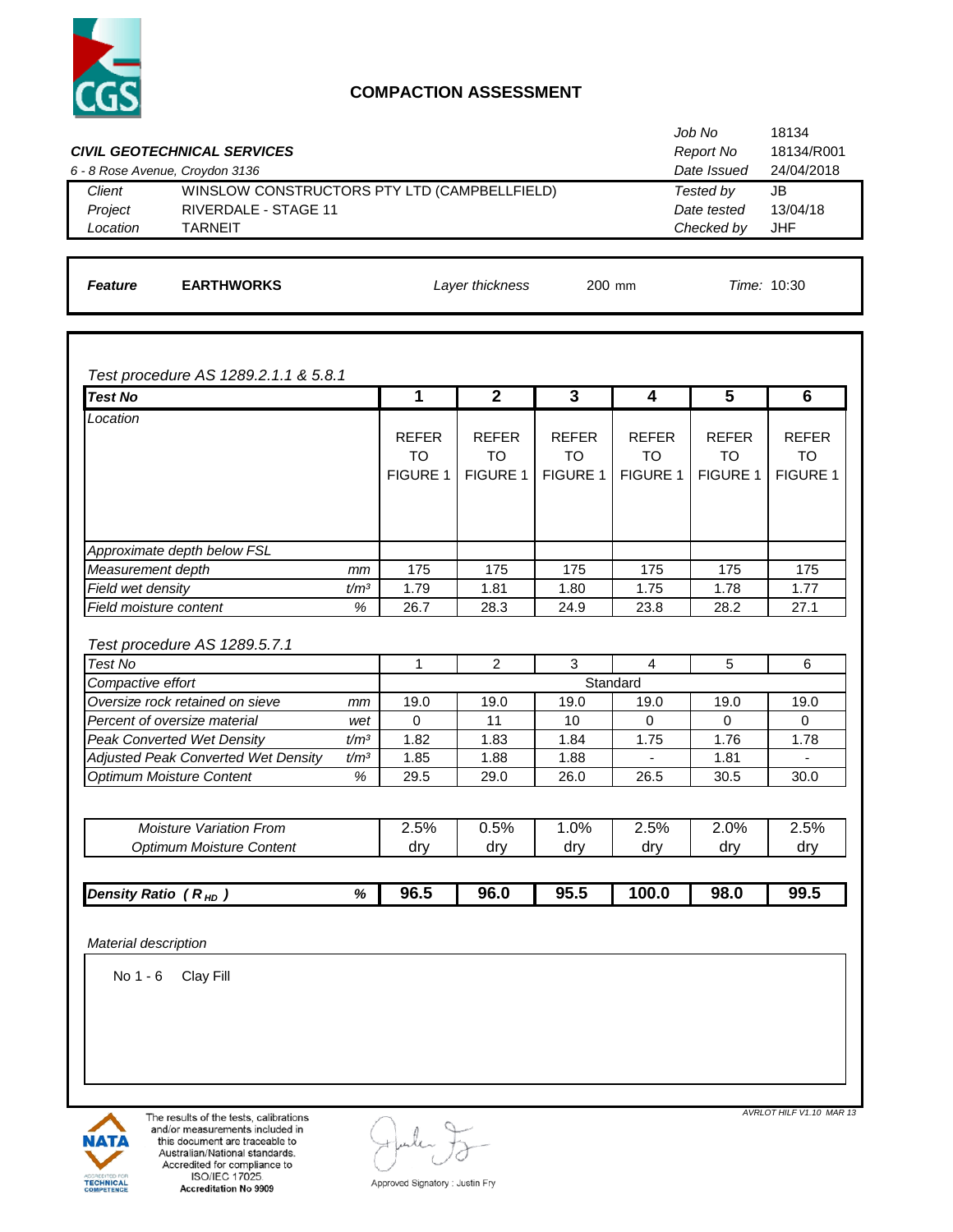# COMPACTION ASSESSMENT

| | | | |
|---|---|---|---|
| **CIVIL GEOTECHNICAL SERVICES** | | *Job No* | 18134 |
| | | *Report No* | 18134/R001 |
| *6 - 8 Rose Avenue, Croydon 3136* | | *Date Issued* | 24/04/2018 |
| *Client* | WINSLOW CONSTRUCTORS PTY LTD (CAMPBELLFIELD) | *Tested by* | JB |
| *Project* | RIVERDALE - STAGE 11 | *Date tested* | 13/04/18 |
| *Location* | TARNEIT | *Checked by* | JHF |

***Feature*** **EARTHWORKS** *Layer thickness* 200 mm *Time:* 10:30

*Test procedure AS 1289.2.1.1 & 5.8.1*

| ***Test No*** | | **1** | **2** | **3** | **4** | **5** | **6** |
|---|---|---|---|---|---|---|---|
| *Location* | | REFER TO FIGURE 1 | REFER TO FIGURE 1 | REFER TO FIGURE 1 | REFER TO FIGURE 1 | REFER TO FIGURE 1 | REFER TO FIGURE 1 |
| *Approximate depth below FSL* | | | | | | | |
| *Measurement depth* | *mm* | 175 | 175 | 175 | 175 | 175 | 175 |
| *Field wet density* | *t/m³* | 1.79 | 1.81 | 1.80 | 1.75 | 1.78 | 1.77 |
| *Field moisture content* | *%* | 26.7 | 28.3 | 24.9 | 23.8 | 28.2 | 27.1 |

*Test procedure AS 1289.5.7.1*

| *Test No* | | 1 | 2 | 3 | 4 | 5 | 6 |
|---|---|---|---|---|---|---|---|
| *Compactive effort* | | Standard | | | | | |
| *Oversize rock retained on sieve* | *mm* | 19.0 | 19.0 | 19.0 | 19.0 | 19.0 | 19.0 |
| *Percent of oversize material* | *wet* | 0 | 11 | 10 | 0 | 0 | 0 |
| *Peak Converted Wet Density* | *t/m³* | 1.82 | 1.83 | 1.84 | 1.75 | 1.76 | 1.78 |
| *Adjusted Peak Converted Wet Density* | *t/m³* | 1.85 | 1.88 | 1.88 | - | 1.81 | - |
| *Optimum Moisture Content* | *%* | 29.5 | 29.0 | 26.0 | 26.5 | 30.5 | 30.0 |

| *Moisture Variation From Optimum Moisture Content* | 1 | 2 | 3 | 4 | 5 | 6 |
|---|---|---|---|---|---|---|
| | 2.5% dry | 0.5% dry | 1.0% dry | 2.5% dry | 2.0% dry | 2.5% dry |

| ***Density Ratio ($R_{HD}$)*** | ***%*** | **96.5** | **96.0** | **95.5** | **100.0** | **98.0** | **99.5** |
|---|---|---|---|---|---|---|---|

*Material description*

No 1 - 6 Clay Fill

The results of the tests, calibrations and/or measurements included in this document are traceable to Australian/National standards. Accredited for compliance to ISO/IEC 17025. **Accreditation No 9909**

Approved Signatory : Justin Fry

*AVRLOT HILF V1.10 MAR 13*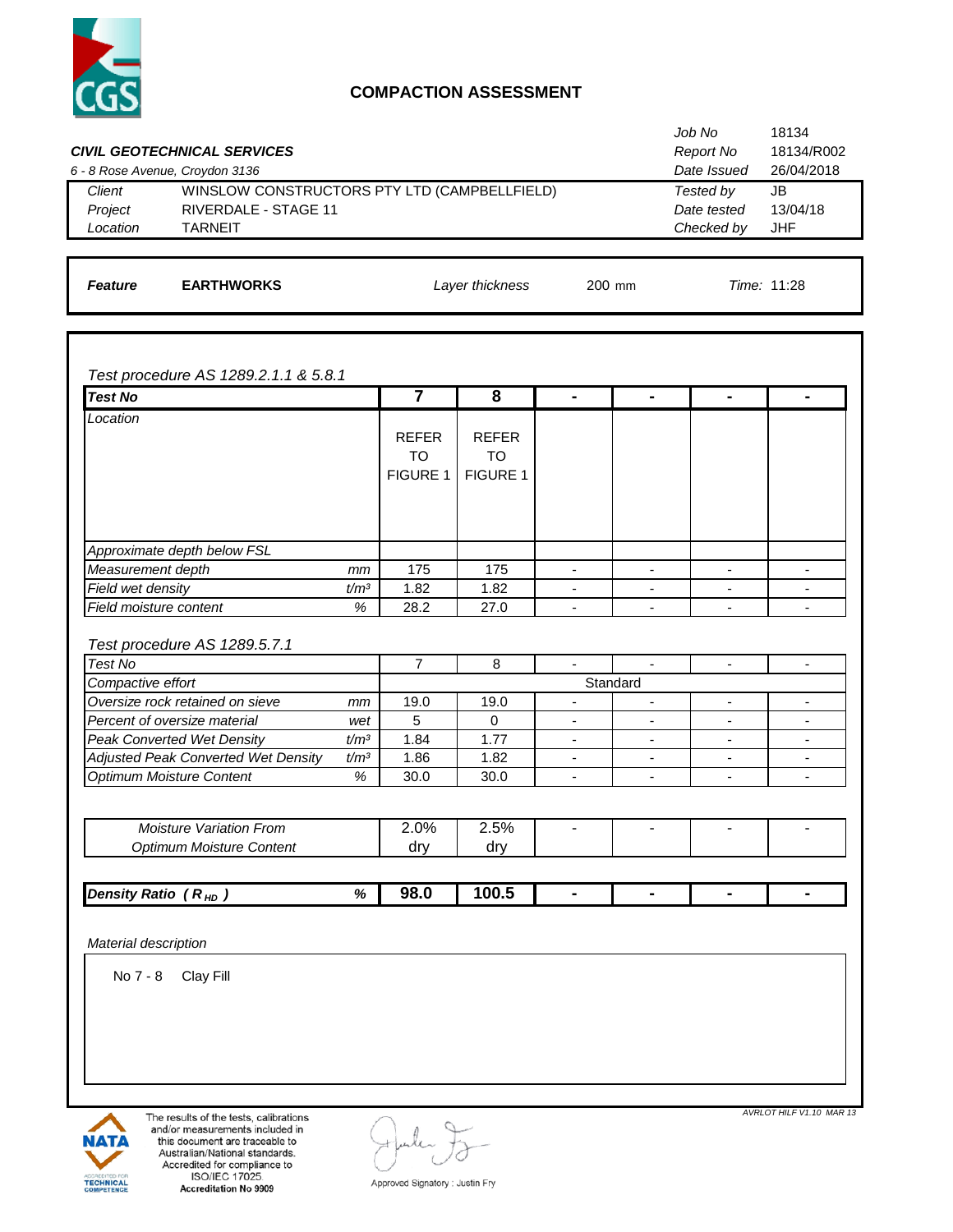# COMPACTION ASSESSMENT

| | | | |
|---|---|---|---|
| **CIVIL GEOTECHNICAL SERVICES** | | *Job No* | 18134 |
| *6 - 8 Rose Avenue, Croydon 3136* | | *Report No* | 18134/R002 |
| | | *Date Issued* | 26/04/2018 |
| *Client* | WINSLOW CONSTRUCTORS PTY LTD (CAMPBELLFIELD) | *Tested by* | JB |
| *Project* | RIVERDALE - STAGE 11 | *Date tested* | 13/04/18 |
| *Location* | TARNEIT | *Checked by* | JHF |

***Feature*** **EARTHWORKS** *Layer thickness* 200 mm *Time:* 11:28

*Test procedure AS 1289.2.1.1 & 5.8.1*

| ***Test No*** | | **7** | **8** | **-** | **-** | **-** | **-** |
|---|---|---|---|---|---|---|---|
| *Location* | | REFER TO FIGURE 1 | REFER TO FIGURE 1 | | | | |
| *Approximate depth below FSL* | | | | | | | |
| *Measurement depth* | *mm* | 175 | 175 | - | - | - | - |
| *Field wet density* | *t/m³* | 1.82 | 1.82 | - | - | - | - |
| *Field moisture content* | *%* | 28.2 | 27.0 | - | - | - | - |

*Test procedure AS 1289.5.7.1*

| *Test No* | | 7 | 8 | - | - | - | - |
|---|---|---|---|---|---|---|---|
| *Compactive effort* | | Standard | | | | | |
| *Oversize rock retained on sieve* | *mm* | 19.0 | 19.0 | - | - | - | - |
| *Percent of oversize material* | *wet* | 5 | 0 | - | - | - | - |
| *Peak Converted Wet Density* | *t/m³* | 1.84 | 1.77 | - | - | - | - |
| *Adjusted Peak Converted Wet Density* | *t/m³* | 1.86 | 1.82 | - | - | - | - |
| *Optimum Moisture Content* | *%* | 30.0 | 30.0 | - | - | - | - |

| | | | | | | |
|---|---|---|---|---|---|---|
| *Moisture Variation From Optimum Moisture Content* | 2.0% dry | 2.5% dry | - | - | - | - |

| | | | | | | | |
|---|---|---|---|---|---|---|---|
| ***Density Ratio ($R_{HD}$)*** | ***%*** | **98.0** | **100.5** | **-** | **-** | **-** | **-** |

*Material description*

No 7 - 8 Clay Fill

The results of the tests, calibrations and/or measurements included in this document are traceable to Australian/National standards. Accredited for compliance to ISO/IEC 17025. **Accreditation No 9909**

Approved Signatory : Justin Fry

*AVRLOT HILF V1.10 MAR 13*